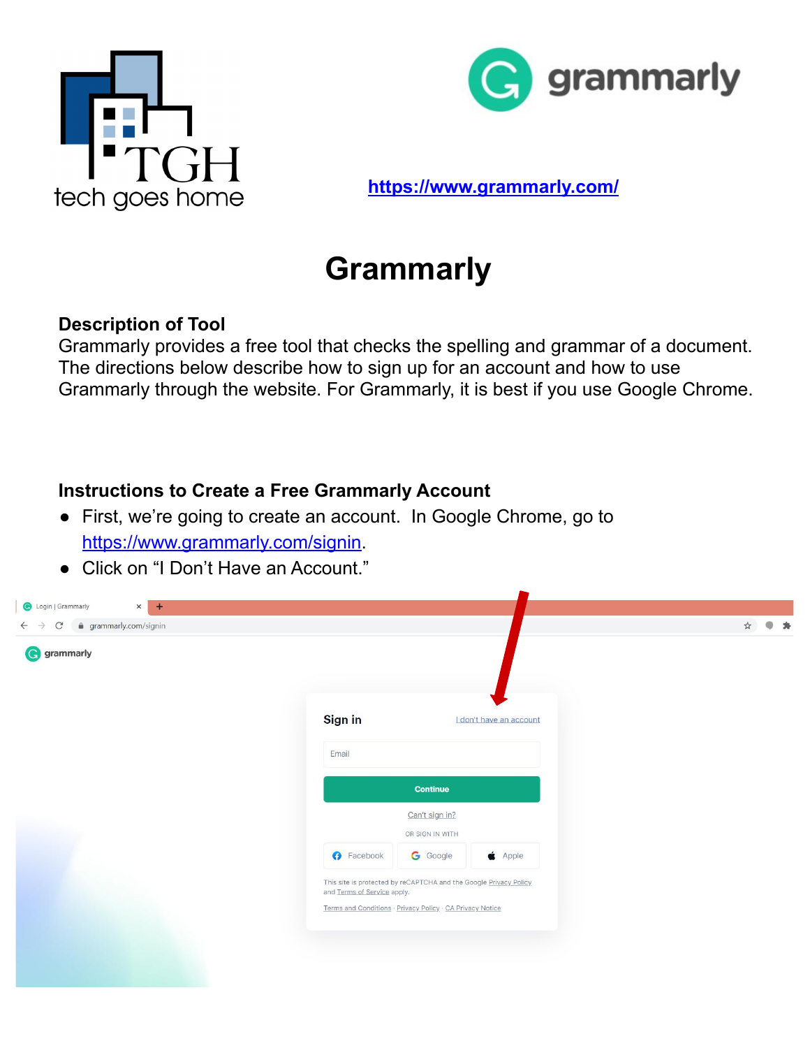https://www.grammarly.com/

# Grammarly

**Description of Tool**

Grammarly provides a free tool that checks the spelling and grammar of a document. The directions below describe how to sign up for an account and how to use Grammarly through the website. For Grammarly, it is best if you use Google Chrome.

**Instructions to Create a Free Grammarly Account**

- First, we're going to create an account. In Google Chrome, go to https://www.grammarly.com/signin.
- Click on "I Don't Have an Account."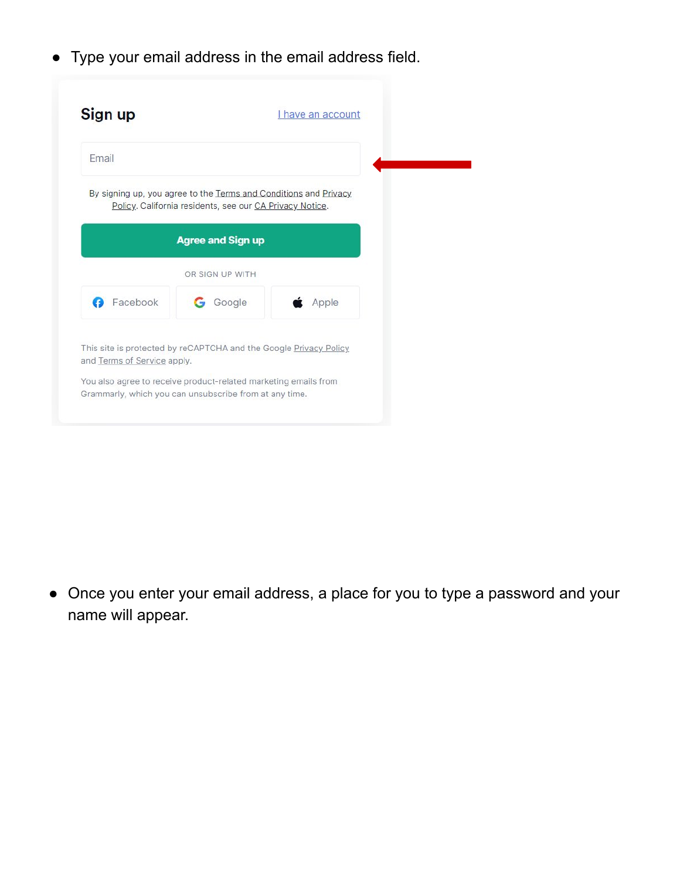- Type your email address in the email address field.

- Once you enter your email address, a place for you to type a password and your name will appear.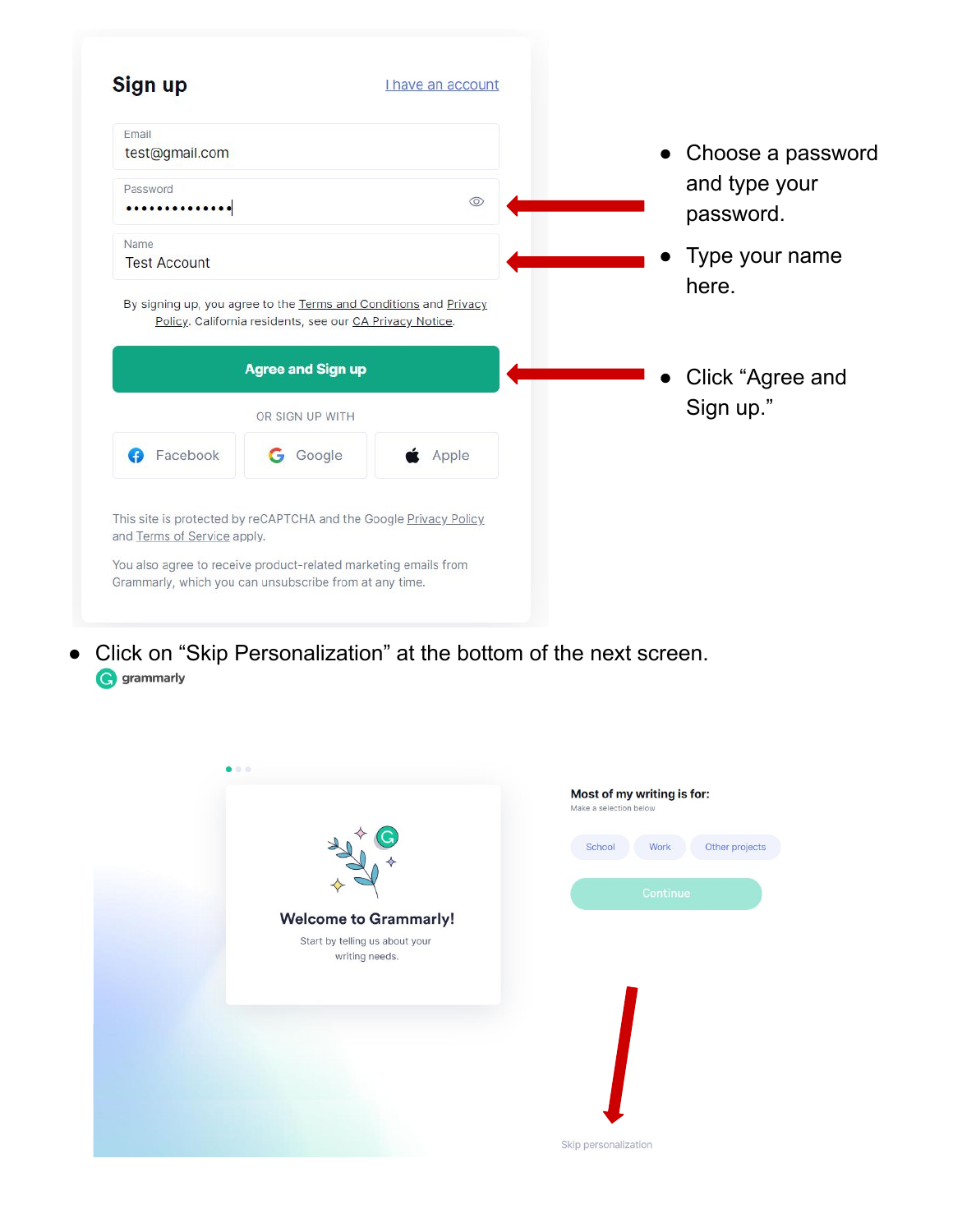- Choose a password and type your password.
- Type your name here.
- Click "Agree and Sign up."

- Click on "Skip Personalization" at the bottom of the next screen.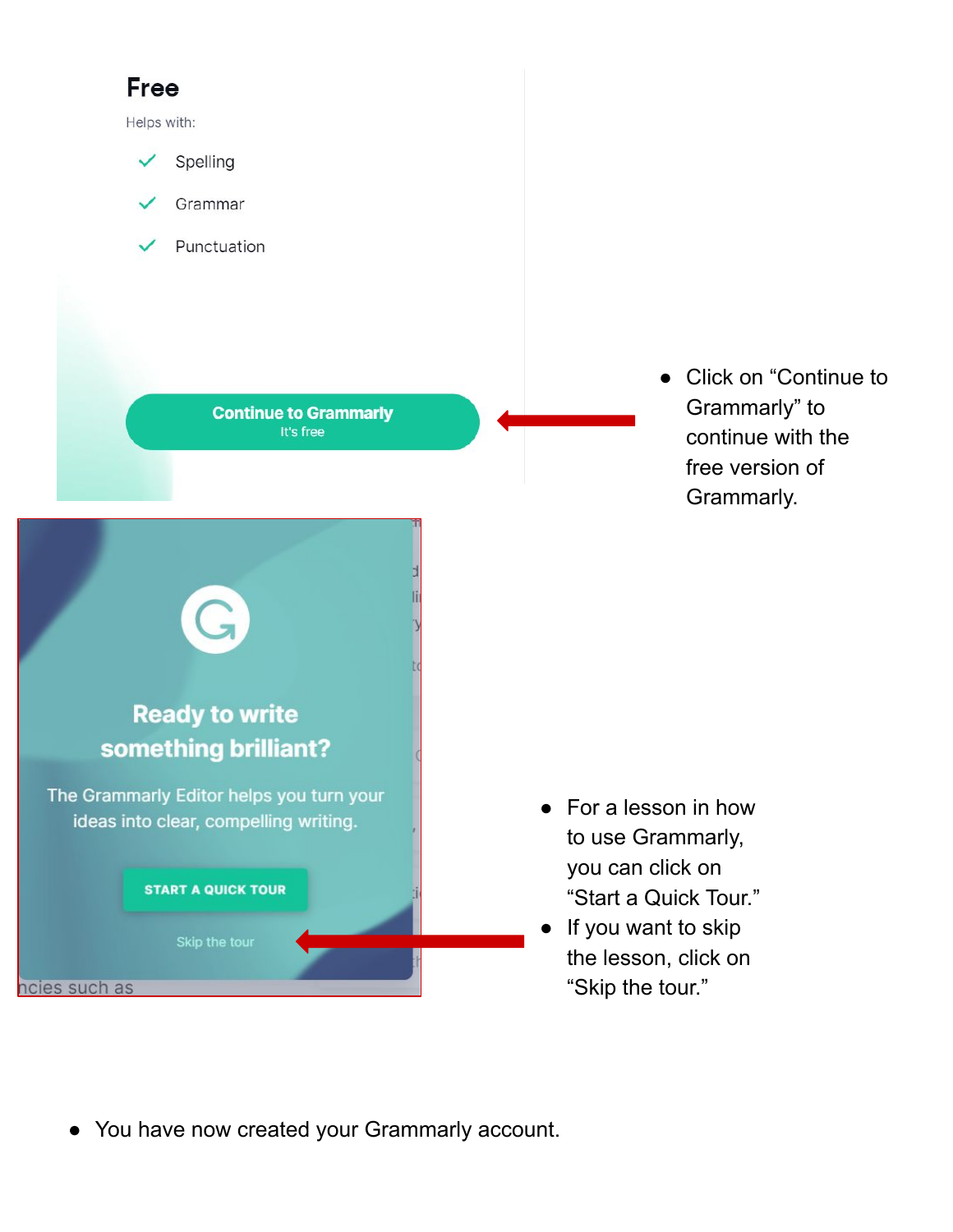Free

Helps with:

- Spelling
- Grammar
- Punctuation

Continue to Grammarly
It's free

- Click on "Continue to Grammarly" to continue with the free version of Grammarly.

Ready to write something brilliant?

The Grammarly Editor helps you turn your ideas into clear, compelling writing.

START A QUICK TOUR

Skip the tour

- For a lesson in how to use Grammarly, you can click on "Start a Quick Tour."
- If you want to skip the lesson, click on "Skip the tour."

- You have now created your Grammarly account.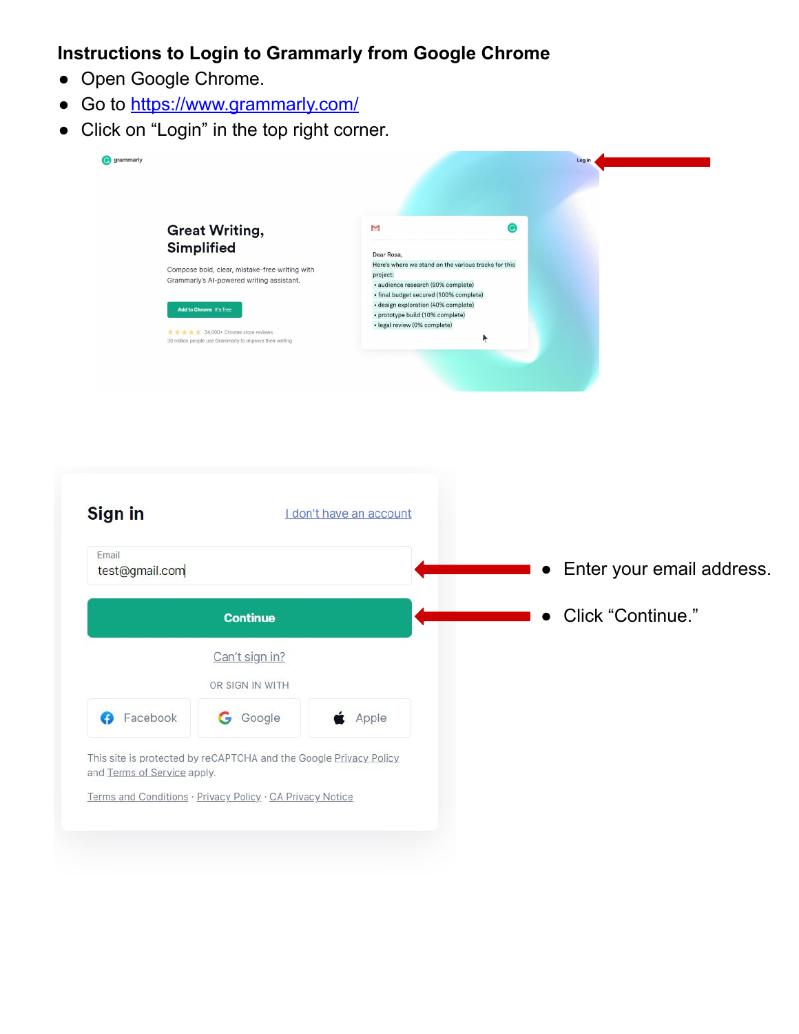**Instructions to Login to Grammarly from Google Chrome**

- Open Google Chrome.
- Go to https://www.grammarly.com/
- Click on “Login” in the top right corner.

- Enter your email address.
- Click “Continue.”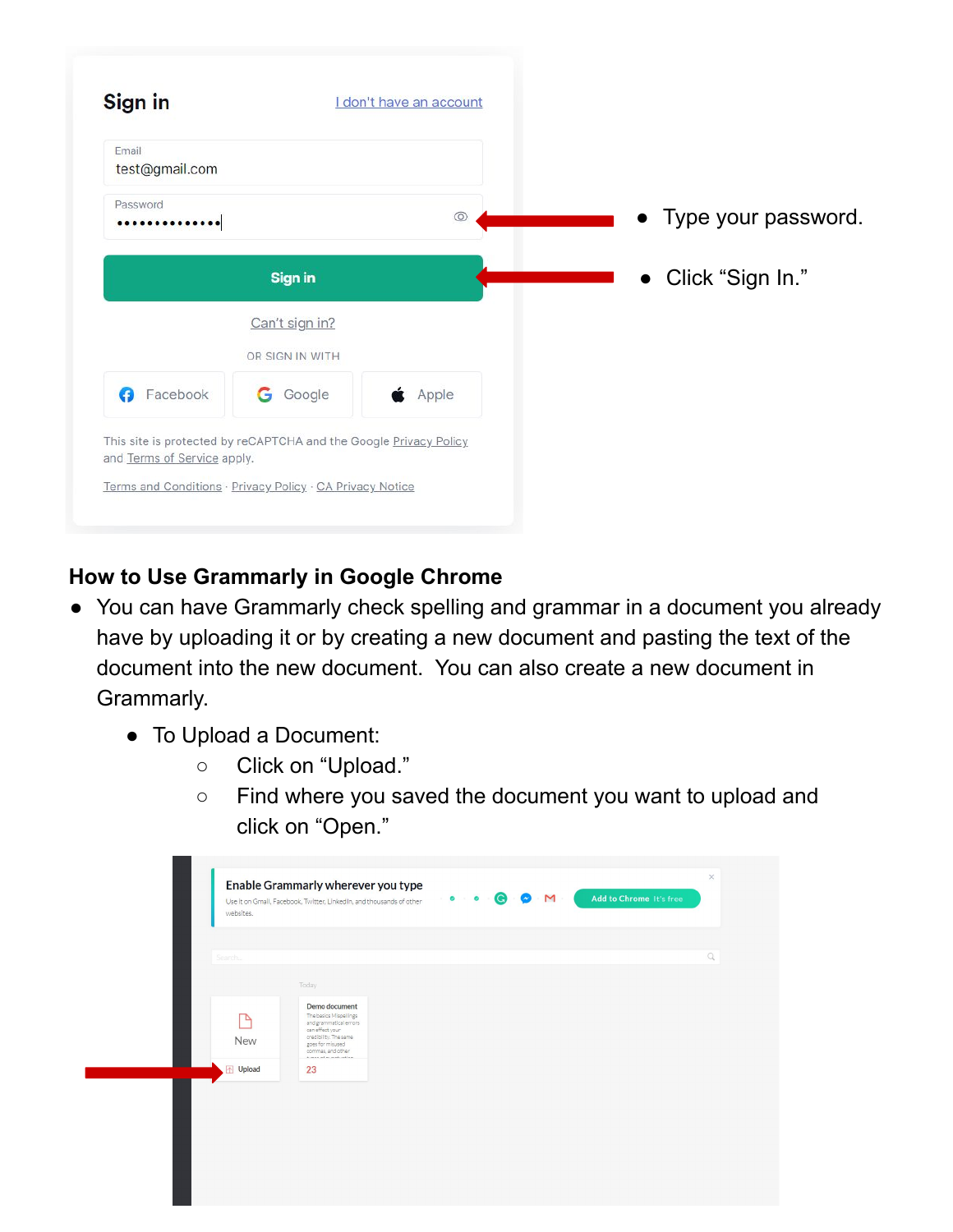- Type your password.
- Click "Sign In."

## How to Use Grammarly in Google Chrome

- You can have Grammarly check spelling and grammar in a document you already have by uploading it or by creating a new document and pasting the text of the document into the new document. You can also create a new document in Grammarly.
  - To Upload a Document:
    - Click on "Upload."
    - Find where you saved the document you want to upload and click on "Open."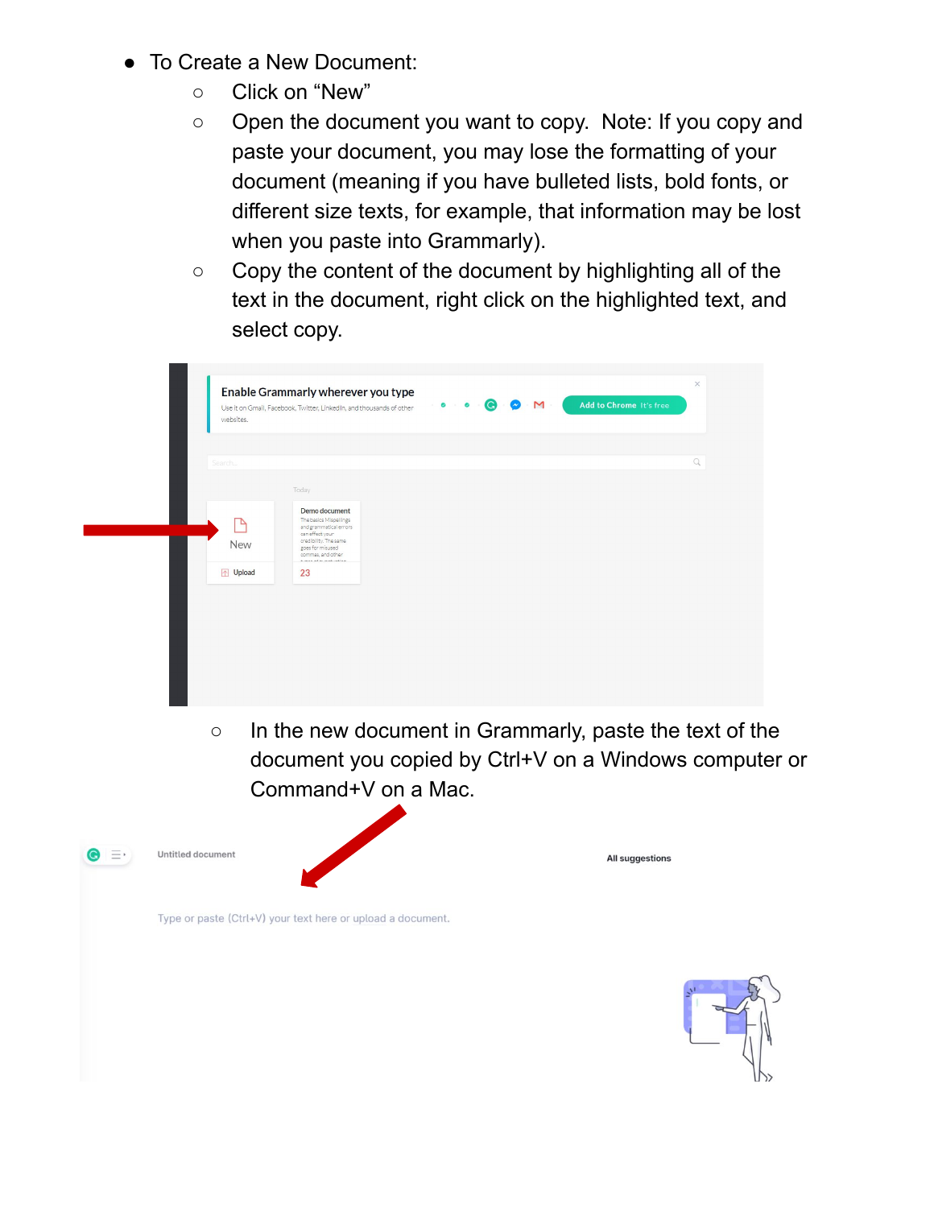- To Create a New Document:
  - Click on “New”
  - Open the document you want to copy. Note: If you copy and paste your document, you may lose the formatting of your document (meaning if you have bulleted lists, bold fonts, or different size texts, for example, that information may be lost when you paste into Grammarly).
  - Copy the content of the document by highlighting all of the text in the document, right click on the highlighted text, and select copy.
  - In the new document in Grammarly, paste the text of the document you copied by Ctrl+V on a Windows computer or Command+V on a Mac.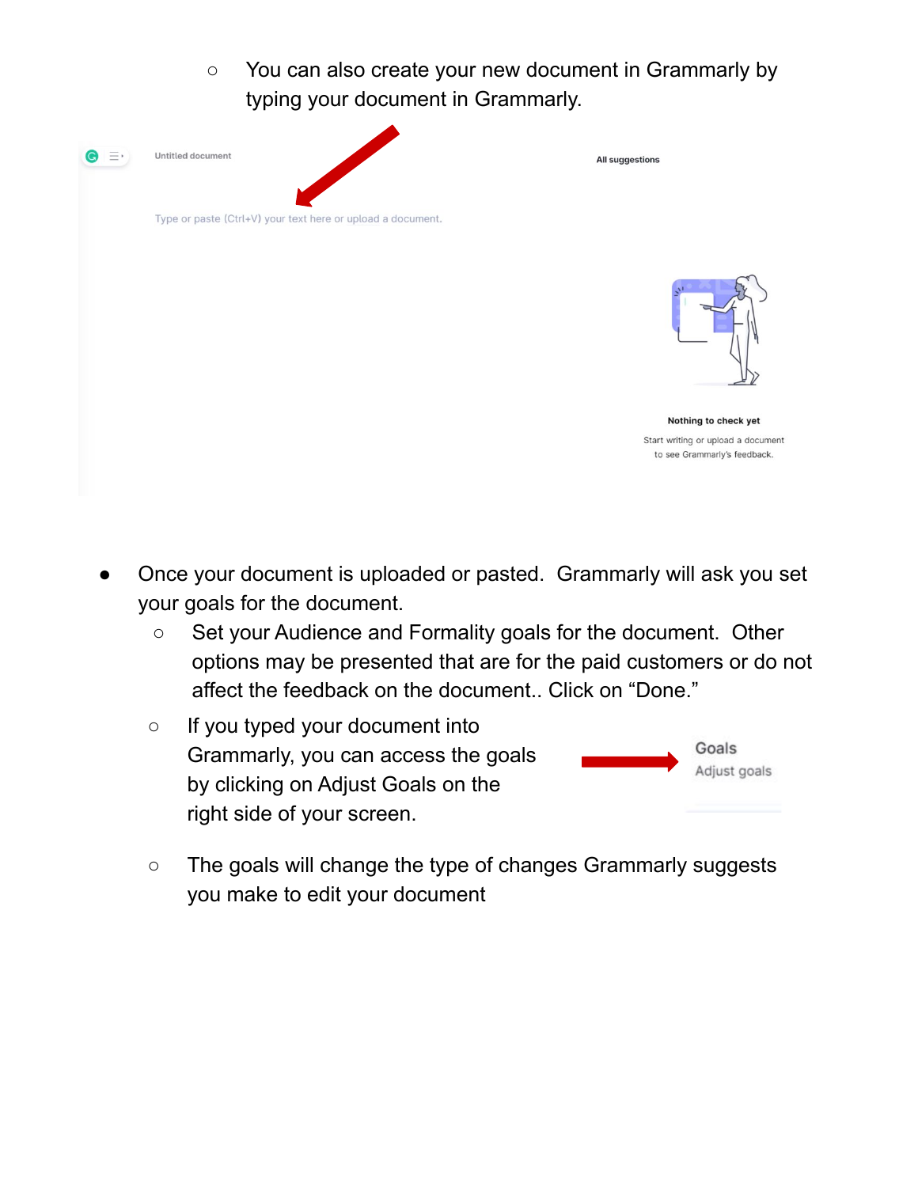- You can also create your new document in Grammarly by typing your document in Grammarly.

- Once your document is uploaded or pasted.  Grammarly will ask you set your goals for the document.
  - Set your Audience and Formality goals for the document.  Other options may be presented that are for the paid customers or do not affect the feedback on the document.. Click on "Done."
  - If you typed your document into Grammarly, you can access the goals by clicking on Adjust Goals on the right side of your screen.
  - The goals will change the type of changes Grammarly suggests you make to edit your document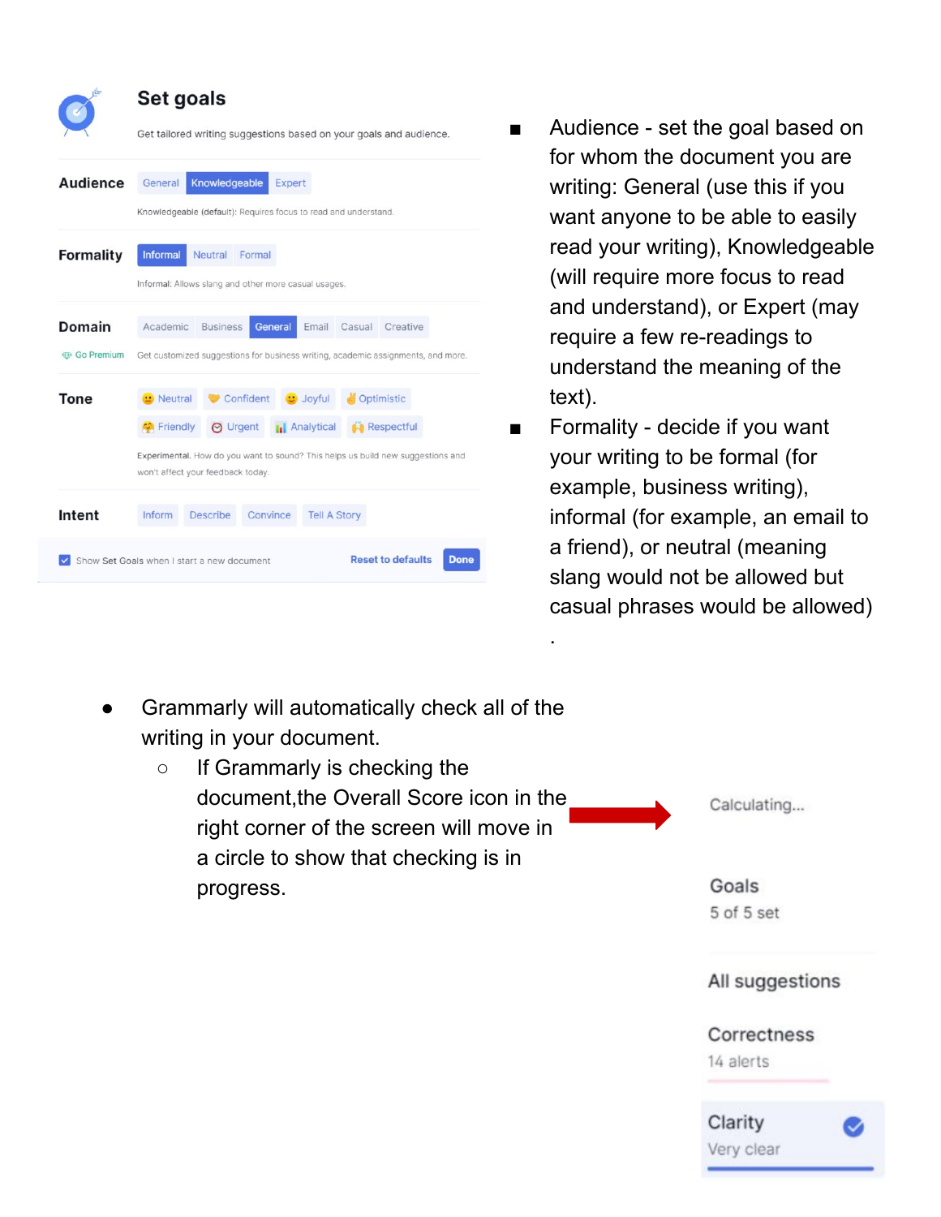- Audience - set the goal based on for whom the document you are writing: General (use this if you want anyone to be able to easily read your writing), Knowledgeable (will require more focus to read and understand), or Expert (may require a few re-readings to understand the meaning of the text).
- Formality - decide if you want your writing to be formal (for example, business writing), informal (for example, an email to a friend), or neutral (meaning slang would not be allowed but casual phrases would be allowed) .

- Grammarly will automatically check all of the writing in your document.
  - If Grammarly is checking the document,the Overall Score icon in the right corner of the screen will move in a circle to show that checking is in progress.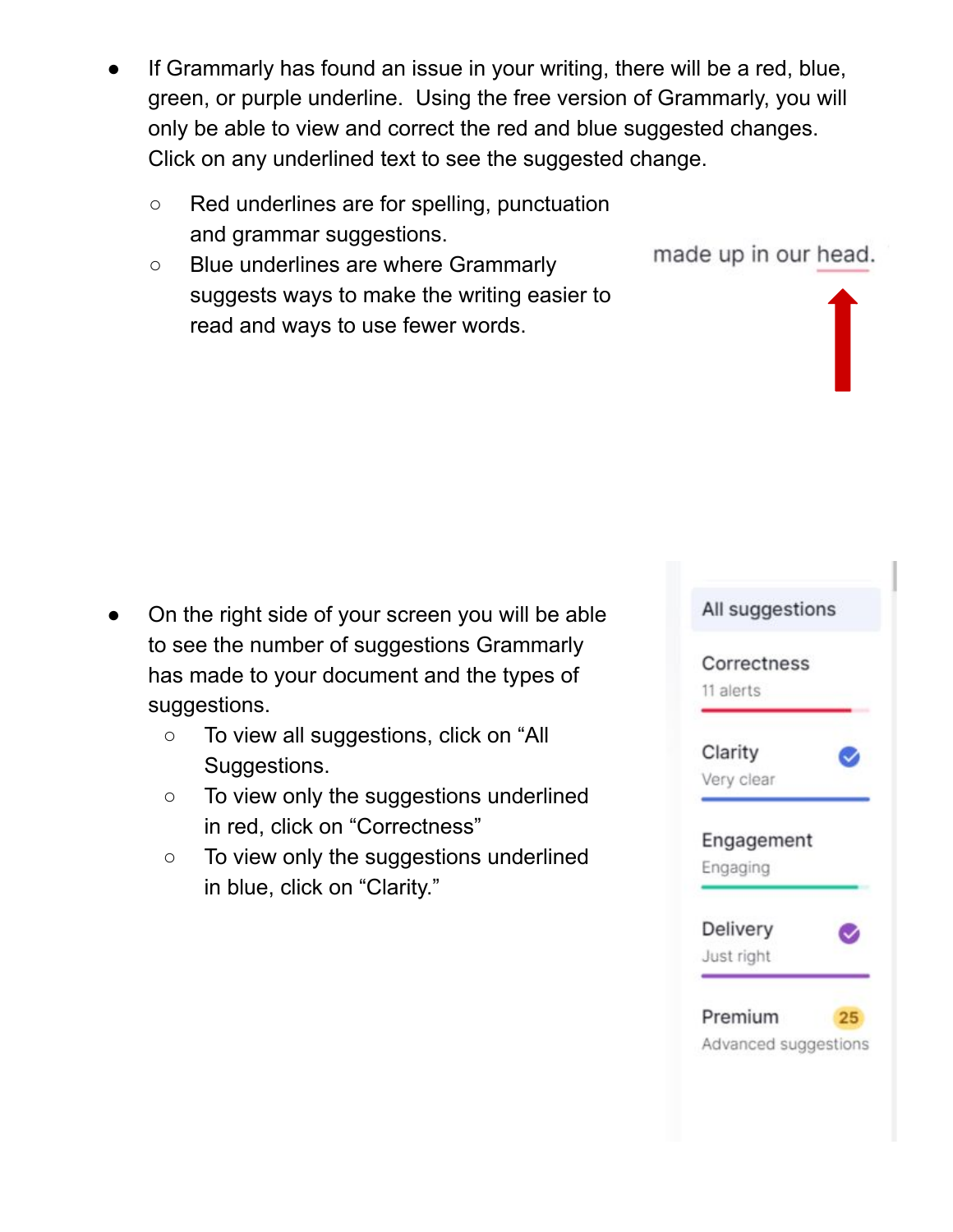- If Grammarly has found an issue in your writing, there will be a red, blue, green, or purple underline. Using the free version of Grammarly, you will only be able to view and correct the red and blue suggested changes. Click on any underlined text to see the suggested change.
  - Red underlines are for spelling, punctuation and grammar suggestions.
  - Blue underlines are where Grammarly suggests ways to make the writing easier to read and ways to use fewer words.

- On the right side of your screen you will be able to see the number of suggestions Grammarly has made to your document and the types of suggestions.
  - To view all suggestions, click on "All Suggestions.
  - To view only the suggestions underlined in red, click on "Correctness"
  - To view only the suggestions underlined in blue, click on "Clarity."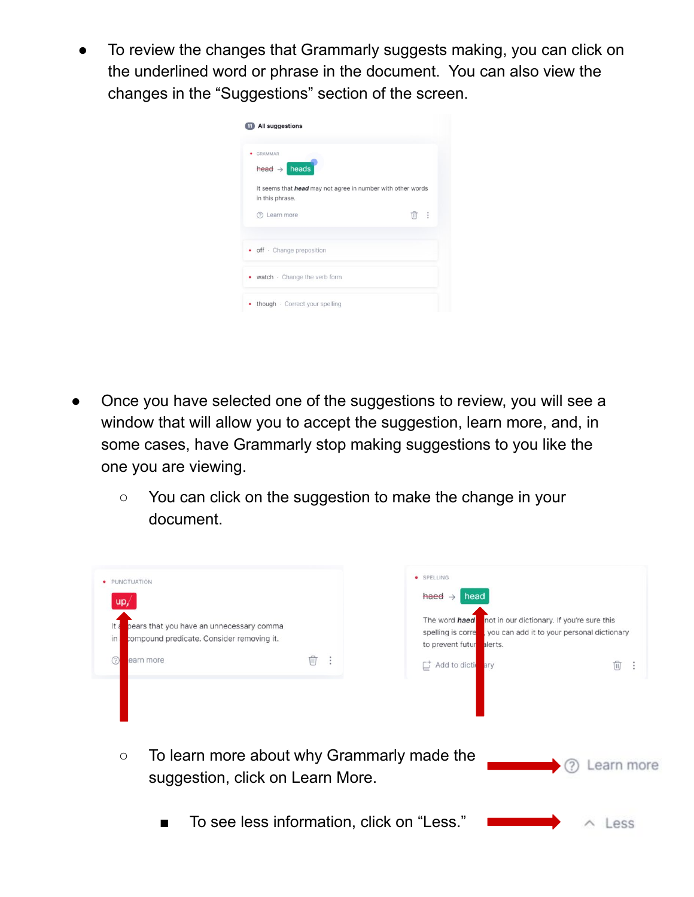- To review the changes that Grammarly suggests making, you can click on the underlined word or phrase in the document. You can also view the changes in the "Suggestions" section of the screen.

- Once you have selected one of the suggestions to review, you will see a window that will allow you to accept the suggestion, learn more, and, in some cases, have Grammarly stop making suggestions to you like the one you are viewing.
    - You can click on the suggestion to make the change in your document.
    - To learn more about why Grammarly made the suggestion, click on Learn More.
        - To see less information, click on "Less."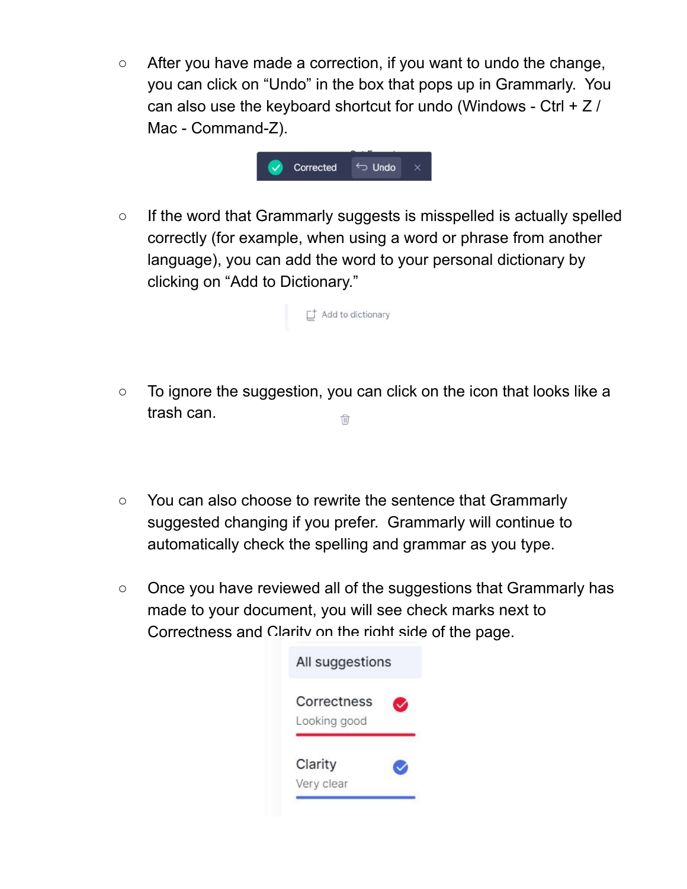- After you have made a correction, if you want to undo the change, you can click on "Undo" in the box that pops up in Grammarly. You can also use the keyboard shortcut for undo (Windows - Ctrl + Z / Mac - Command-Z).

- If the word that Grammarly suggests is misspelled is actually spelled correctly (for example, when using a word or phrase from another language), you can add the word to your personal dictionary by clicking on "Add to Dictionary."

- To ignore the suggestion, you can click on the icon that looks like a trash can.

- You can also choose to rewrite the sentence that Grammarly suggested changing if you prefer. Grammarly will continue to automatically check the spelling and grammar as you type.

- Once you have reviewed all of the suggestions that Grammarly has made to your document, you will see check marks next to Correctness and Clarity on the right side of the page.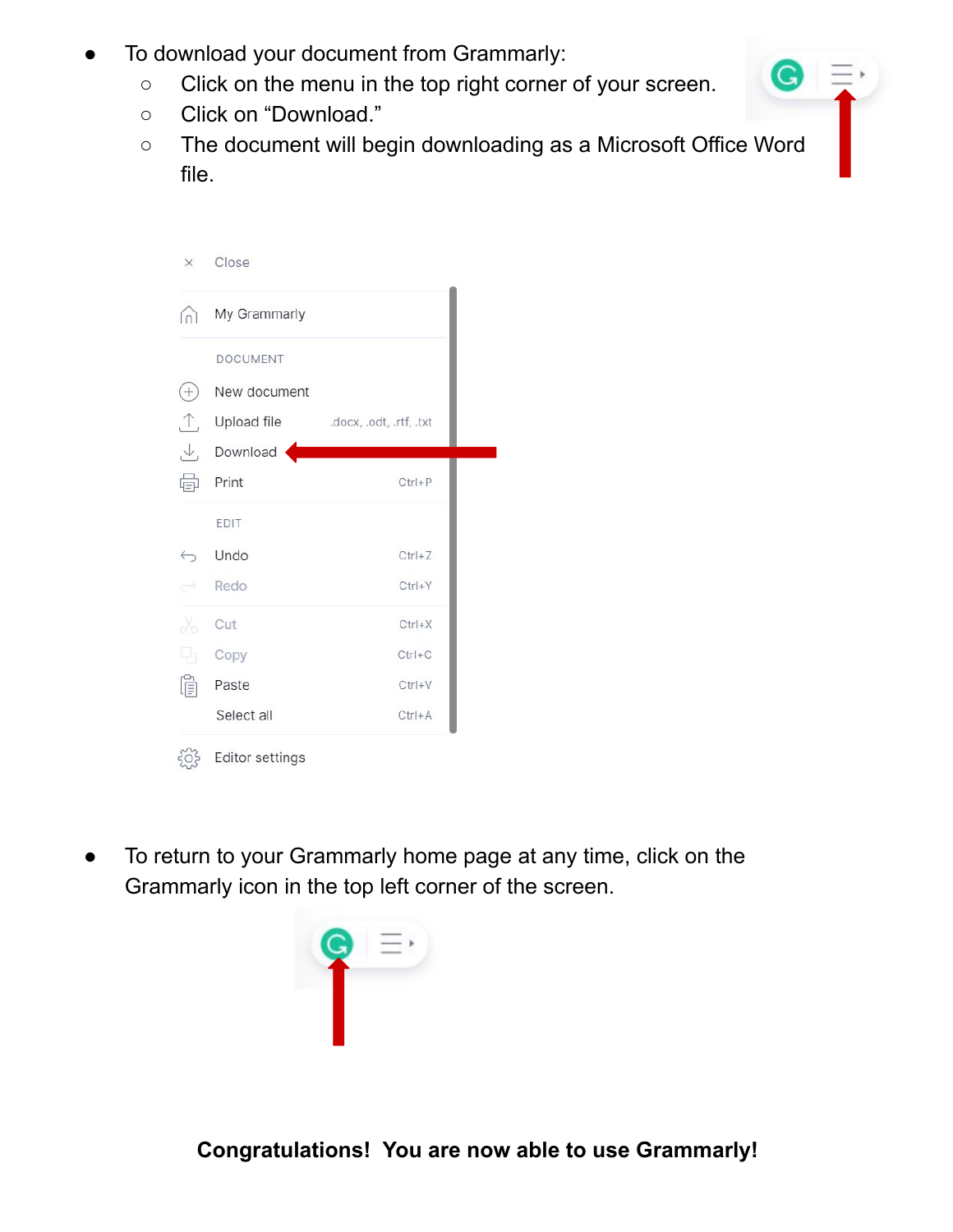- To download your document from Grammarly:
  - Click on the menu in the top right corner of your screen.
  - Click on “Download.”
  - The document will begin downloading as a Microsoft Office Word file.

- To return to your Grammarly home page at any time, click on the Grammarly icon in the top left corner of the screen.

**Congratulations! You are now able to use Grammarly!**